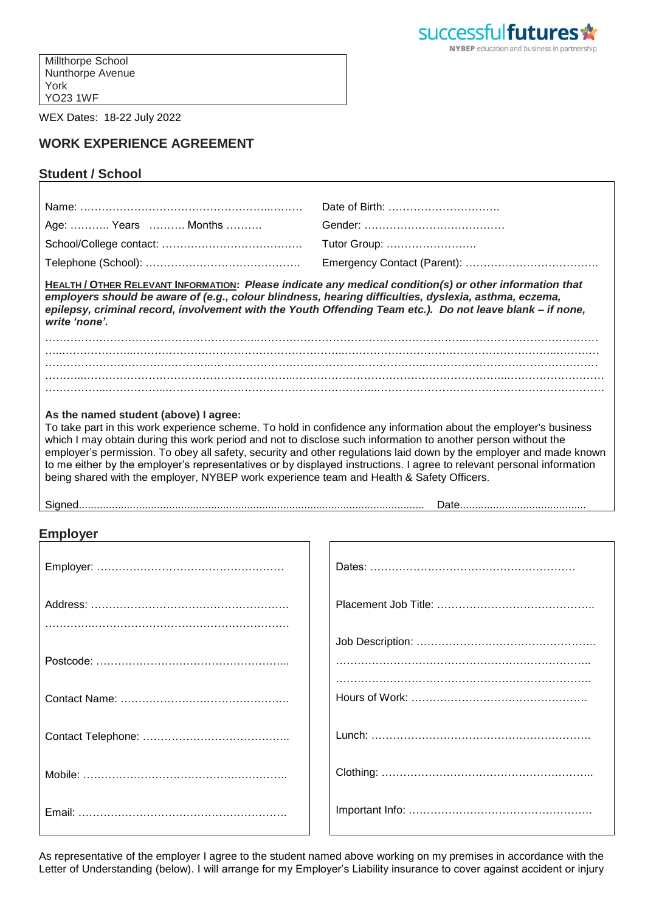successfulfutures
NYBEP education and business in partnership

Millthorpe School
Nunthorpe Avenue
York
YO23 1WF

WEX Dates: 18-22 July 2022

## WORK EXPERIENCE AGREEMENT

### Student / School

| | |
|---|---|
| Name: ………………………………………………..……… | Date of Birth: …………………………. |
| Age: ……….. Years ………. Months ………. | Gender: ………………………………… |
| School/College contact: ………………………………… | Tutor Group: ……………………. |
| Telephone (School): ……………………………………. | Emergency Contact (Parent): ………………………………. |

**HEALTH / OTHER RELEVANT INFORMATION**: ***Please indicate any medical condition(s) or other information that employers should be aware of (e.g., colour blindness, hearing difficulties, dyslexia, asthma, eczema, epilepsy, criminal record, involvement with the Youth Offending Team etc.). Do not leave blank – if none, write 'none'.***

……………………………………………………………………………………………………………………………………………
……………………………………………………………………………………………………………………………………………
……………………………………………………………………………………………………………………………………………
……………………………………………………………………………………………………………………………………………
……………………………………………………………………………………………………………………………………………

**As the named student (above) I agree:**
To take part in this work experience scheme. To hold in confidence any information about the employer's business which I may obtain during this work period and not to disclose such information to another person without the employer's permission. To obey all safety, security and other regulations laid down by the employer and made known to me either by the employer's representatives or by displayed instructions. I agree to relevant personal information being shared with the employer, NYBEP work experience team and Health & Safety Officers.

Signed................................................................................................................. Date..........................................

### Employer

| | |
|---|---|
| Employer: ……………………………………………. | Dates: ………………………………………………… |
| Address: ………………………………………………<br>…………………………………………………………… | Placement Job Title: …………………………………….. |
| Postcode: ……………………………………………... | Job Description: …………………………………………..<br>……………………………………………………………..<br>…………………………………………………………….. |
| Contact Name: ……………………………………….. | Hours of Work: ………………………………………… |
| Contact Telephone: ………………………………….. | Lunch: ……………………………………………………. |
| Mobile: ………………………………………………… | Clothing: ………………………………………………….. |
| Email: …………………………………………………. | Important Info: …………………………………………… |

As representative of the employer I agree to the student named above working on my premises in accordance with the Letter of Understanding (below). I will arrange for my Employer's Liability insurance to cover against accident or injury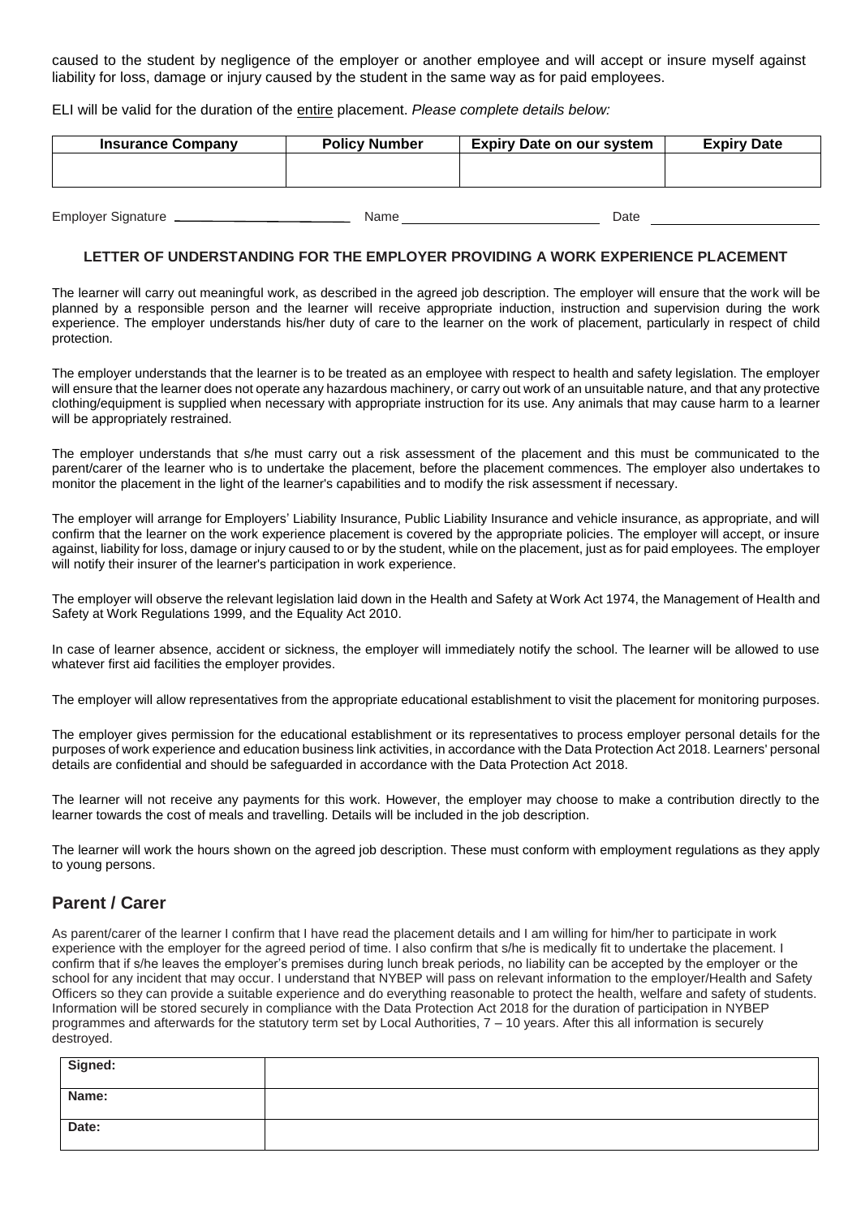caused to the student by negligence of the employer or another employee and will accept or insure myself against liability for loss, damage or injury caused by the student in the same way as for paid employees.

ELI will be valid for the duration of the entire placement. *Please complete details below:*

| Insurance Company | Policy Number | Expiry Date on our system | Expiry Date |
|---|---|---|---|
| | | | |

Employer Signature \_\_\_\_\_\_\_\_\_\_\_\_\_\_\_\_\_\_\_\_ Name \_\_\_\_\_\_\_\_\_\_\_\_\_\_\_\_\_\_\_\_ Date \_\_\_\_\_\_\_\_\_\_\_\_\_\_\_\_\_\_\_\_

**LETTER OF UNDERSTANDING FOR THE EMPLOYER PROVIDING A WORK EXPERIENCE PLACEMENT**

The learner will carry out meaningful work, as described in the agreed job description. The employer will ensure that the work will be planned by a responsible person and the learner will receive appropriate induction, instruction and supervision during the work experience. The employer understands his/her duty of care to the learner on the work of placement, particularly in respect of child protection.

The employer understands that the learner is to be treated as an employee with respect to health and safety legislation. The employer will ensure that the learner does not operate any hazardous machinery, or carry out work of an unsuitable nature, and that any protective clothing/equipment is supplied when necessary with appropriate instruction for its use. Any animals that may cause harm to a learner will be appropriately restrained.

The employer understands that s/he must carry out a risk assessment of the placement and this must be communicated to the parent/carer of the learner who is to undertake the placement, before the placement commences. The employer also undertakes to monitor the placement in the light of the learner's capabilities and to modify the risk assessment if necessary.

The employer will arrange for Employers' Liability Insurance, Public Liability Insurance and vehicle insurance, as appropriate, and will confirm that the learner on the work experience placement is covered by the appropriate policies. The employer will accept, or insure against, liability for loss, damage or injury caused to or by the student, while on the placement, just as for paid employees. The employer will notify their insurer of the learner's participation in work experience.

The employer will observe the relevant legislation laid down in the Health and Safety at Work Act 1974, the Management of Health and Safety at Work Regulations 1999, and the Equality Act 2010.

In case of learner absence, accident or sickness, the employer will immediately notify the school. The learner will be allowed to use whatever first aid facilities the employer provides.

The employer will allow representatives from the appropriate educational establishment to visit the placement for monitoring purposes.

The employer gives permission for the educational establishment or its representatives to process employer personal details for the purposes of work experience and education business link activities, in accordance with the Data Protection Act 2018. Learners' personal details are confidential and should be safeguarded in accordance with the Data Protection Act 2018.

The learner will not receive any payments for this work. However, the employer may choose to make a contribution directly to the learner towards the cost of meals and travelling. Details will be included in the job description.

The learner will work the hours shown on the agreed job description. These must conform with employment regulations as they apply to young persons.

## Parent / Carer

As parent/carer of the learner I confirm that I have read the placement details and I am willing for him/her to participate in work experience with the employer for the agreed period of time. I also confirm that s/he is medically fit to undertake the placement. I confirm that if s/he leaves the employer's premises during lunch break periods, no liability can be accepted by the employer or the school for any incident that may occur. I understand that NYBEP will pass on relevant information to the employer/Health and Safety Officers so they can provide a suitable experience and do everything reasonable to protect the health, welfare and safety of students. Information will be stored securely in compliance with the Data Protection Act 2018 for the duration of participation in NYBEP programmes and afterwards for the statutory term set by Local Authorities, 7 – 10 years. After this all information is securely destroyed.

| | |
|---|---|
| **Signed:** | |
| **Name:** | |
| **Date:** | |